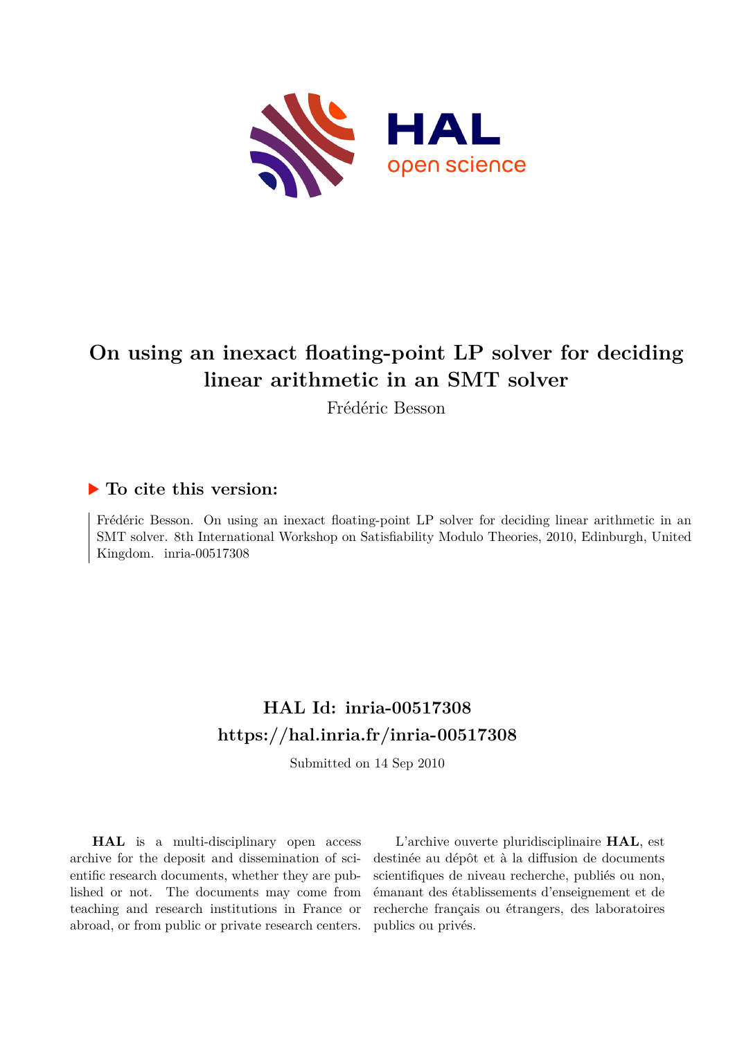# On using an inexact floating-point LP solver for deciding linear arithmetic in an SMT solver

Frédéric Besson

## ▶ To cite this version:

Frédéric Besson. On using an inexact floating-point LP solver for deciding linear arithmetic in an SMT solver. 8th International Workshop on Satisfiability Modulo Theories, 2010, Edinburgh, United Kingdom. inria-00517308

## HAL Id: inria-00517308

## https://hal.inria.fr/inria-00517308

Submitted on 14 Sep 2010

**HAL** is a multi-disciplinary open access archive for the deposit and dissemination of scientific research documents, whether they are published or not. The documents may come from teaching and research institutions in France or abroad, or from public or private research centers.

L'archive ouverte pluridisciplinaire **HAL**, est destinée au dépôt et à la diffusion de documents scientifiques de niveau recherche, publiés ou non, émanant des établissements d'enseignement et de recherche français ou étrangers, des laboratoires publics ou privés.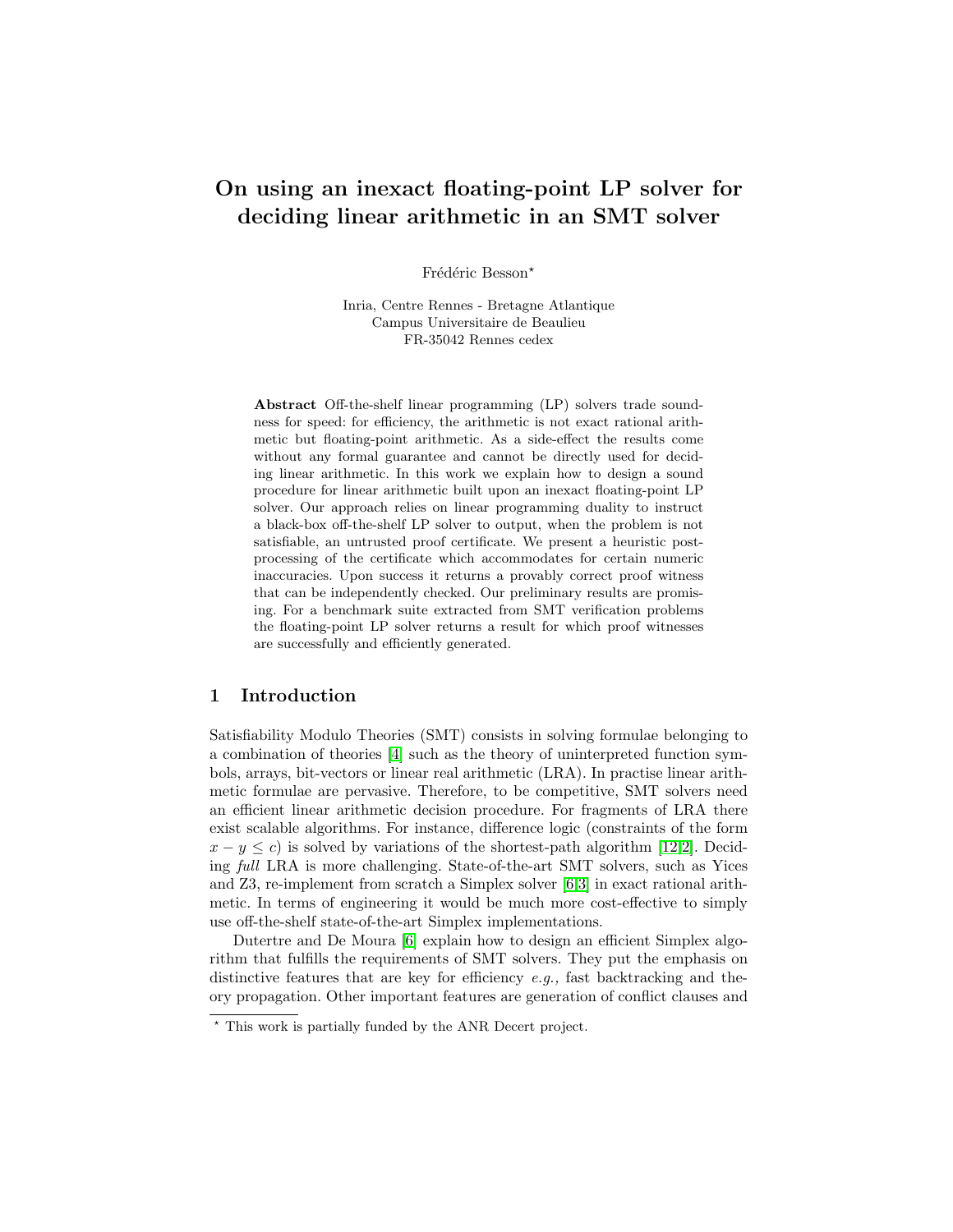# On using an inexact floating-point LP solver for deciding linear arithmetic in an SMT solver

Frédéric Besson*

Inria, Centre Rennes - Bretagne Atlantique  
Campus Universitaire de Beaulieu  
FR-35042 Rennes cedex

**Abstract** Off-the-shelf linear programming (LP) solvers trade soundness for speed: for efficiency, the arithmetic is not exact rational arithmetic but floating-point arithmetic. As a side-effect the results come without any formal guarantee and cannot be directly used for deciding linear arithmetic. In this work we explain how to design a sound procedure for linear arithmetic built upon an inexact floating-point LP solver. Our approach relies on linear programming duality to instruct a black-box off-the-shelf LP solver to output, when the problem is not satisfiable, an untrusted proof certificate. We present a heuristic post-processing of the certificate which accommodates for certain numeric inaccuracies. Upon success it returns a provably correct proof witness that can be independently checked. Our preliminary results are promising. For a benchmark suite extracted from SMT verification problems the floating-point LP solver returns a result for which proof witnesses are successfully and efficiently generated.

## 1 Introduction

Satisfiability Modulo Theories (SMT) consists in solving formulae belonging to a combination of theories [4] such as the theory of uninterpreted function symbols, arrays, bit-vectors or linear real arithmetic (LRA). In practise linear arithmetic formulae are pervasive. Therefore, to be competitive, SMT solvers need an efficient linear arithmetic decision procedure. For fragments of LRA there exist scalable algorithms. For instance, difference logic (constraints of the form $x - y \leq c$) is solved by variations of the shortest-path algorithm [12,2]. Deciding *full* LRA is more challenging. State-of-the-art SMT solvers, such as Yices and Z3, re-implement from scratch a Simplex solver [6,3] in exact rational arithmetic. In terms of engineering it would be much more cost-effective to simply use off-the-shelf state-of-the-art Simplex implementations.

Dutertre and De Moura [6] explain how to design an efficient Simplex algorithm that fulfills the requirements of SMT solvers. They put the emphasis on distinctive features that are key for efficiency *e.g.,* fast backtracking and theory propagation. Other important features are generation of conflict clauses and

---

* This work is partially funded by the ANR Decert project.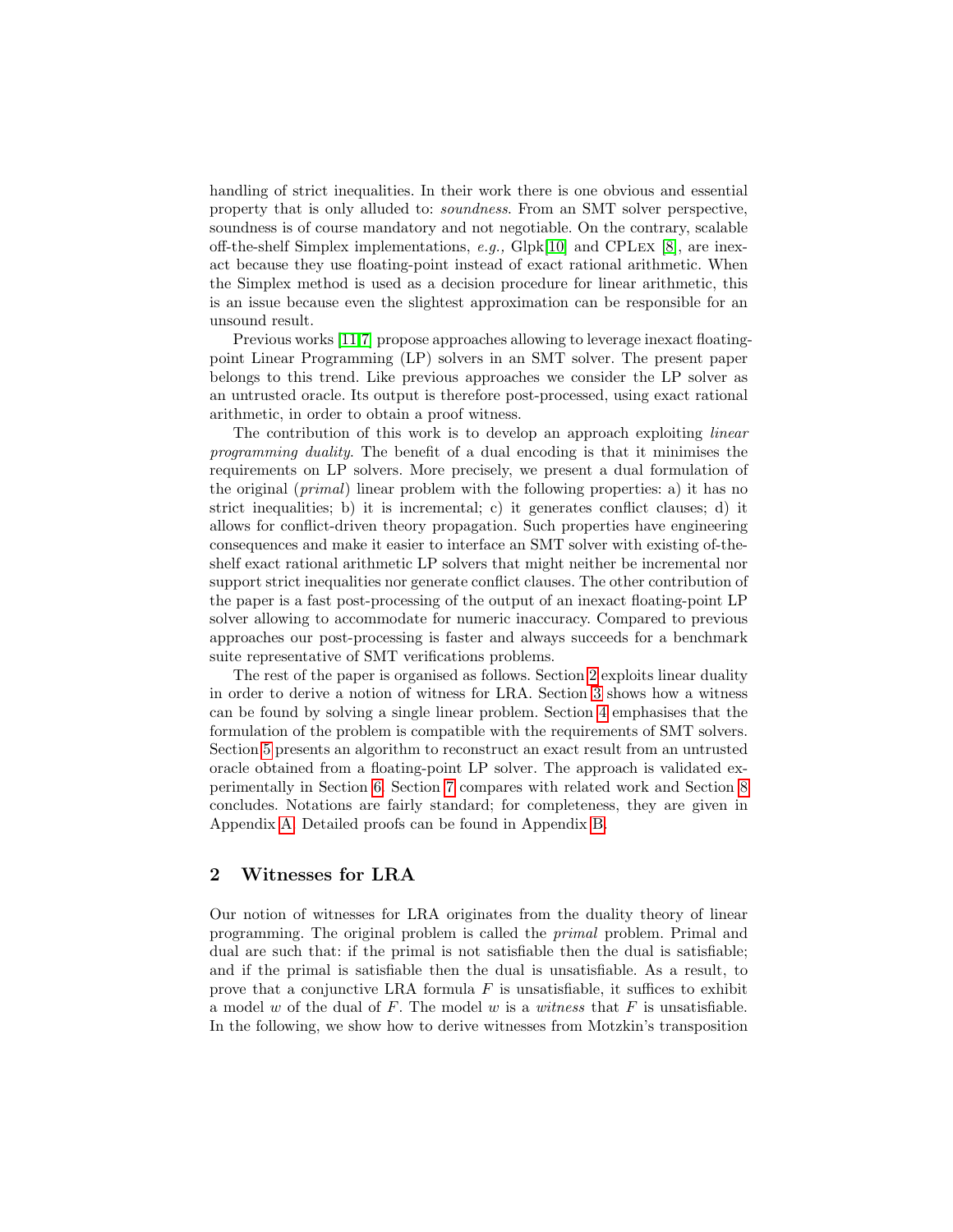handling of strict inequalities. In their work there is one obvious and essential property that is only alluded to: *soundness*. From an SMT solver perspective, soundness is of course mandatory and not negotiable. On the contrary, scalable off-the-shelf Simplex implementations, *e.g.,* Glpk[10] and CPLEX [8], are inexact because they use floating-point instead of exact rational arithmetic. When the Simplex method is used as a decision procedure for linear arithmetic, this is an issue because even the slightest approximation can be responsible for an unsound result.

Previous works [11,7] propose approaches allowing to leverage inexact floating-point Linear Programming (LP) solvers in an SMT solver. The present paper belongs to this trend. Like previous approaches we consider the LP solver as an untrusted oracle. Its output is therefore post-processed, using exact rational arithmetic, in order to obtain a proof witness.

The contribution of this work is to develop an approach exploiting *linear programming duality*. The benefit of a dual encoding is that it minimises the requirements on LP solvers. More precisely, we present a dual formulation of the original (*primal*) linear problem with the following properties: a) it has no strict inequalities; b) it is incremental; c) it generates conflict clauses; d) it allows for conflict-driven theory propagation. Such properties have engineering consequences and make it easier to interface an SMT solver with existing of-the-shelf exact rational arithmetic LP solvers that might neither be incremental nor support strict inequalities nor generate conflict clauses. The other contribution of the paper is a fast post-processing of the output of an inexact floating-point LP solver allowing to accommodate for numeric inaccuracy. Compared to previous approaches our post-processing is faster and always succeeds for a benchmark suite representative of SMT verifications problems.

The rest of the paper is organised as follows. Section 2 exploits linear duality in order to derive a notion of witness for LRA. Section 3 shows how a witness can be found by solving a single linear problem. Section 4 emphasises that the formulation of the problem is compatible with the requirements of SMT solvers. Section 5 presents an algorithm to reconstruct an exact result from an untrusted oracle obtained from a floating-point LP solver. The approach is validated experimentally in Section 6. Section 7 compares with related work and Section 8 concludes. Notations are fairly standard; for completeness, they are given in Appendix A. Detailed proofs can be found in Appendix B.

## 2 Witnesses for LRA

Our notion of witnesses for LRA originates from the duality theory of linear programming. The original problem is called the *primal* problem. Primal and dual are such that: if the primal is not satisfiable then the dual is satisfiable; and if the primal is satisfiable then the dual is unsatisfiable. As a result, to prove that a conjunctive LRA formula $F$ is unsatisfiable, it suffices to exhibit a model $w$ of the dual of $F$. The model $w$ is a *witness* that $F$ is unsatisfiable. In the following, we show how to derive witnesses from Motzkin's transposition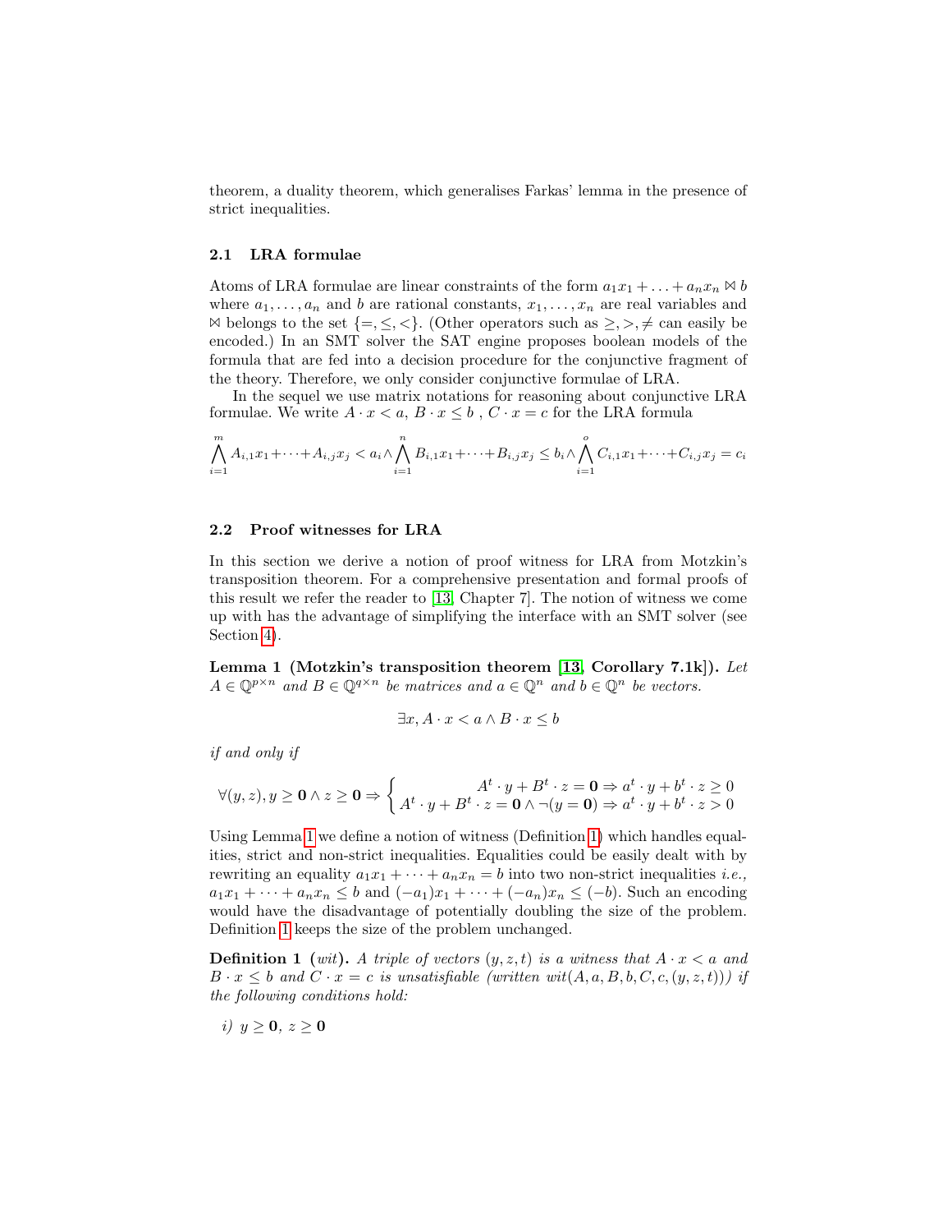theorem, a duality theorem, which generalises Farkas' lemma in the presence of strict inequalities.

### 2.1 LRA formulae

Atoms of LRA formulae are linear constraints of the form $a_1x_1 + \ldots + a_nx_n \bowtie b$ where $a_1, \ldots, a_n$ and $b$ are rational constants, $x_1, \ldots, x_n$ are real variables and $\bowtie$ belongs to the set $\{=, \leq, <\}$. (Other operators such as $\geq, >, \neq$ can easily be encoded.) In an SMT solver the SAT engine proposes boolean models of the formula that are fed into a decision procedure for the conjunctive fragment of the theory. Therefore, we only consider conjunctive formulae of LRA.

In the sequel we use matrix notations for reasoning about conjunctive LRA formulae. We write $A \cdot x < a$, $B \cdot x \leq b$ , $C \cdot x = c$ for the LRA formula

$$\bigwedge_{i=1}^{m} A_{i,1}x_1 + \cdots + A_{i,j}x_j < a_i \wedge \bigwedge_{i=1}^{n} B_{i,1}x_1 + \cdots + B_{i,j}x_j \leq b_i \wedge \bigwedge_{i=1}^{o} C_{i,1}x_1 + \cdots + C_{i,j}x_j = c_i$$

### 2.2 Proof witnesses for LRA

In this section we derive a notion of proof witness for LRA from Motzkin's transposition theorem. For a comprehensive presentation and formal proofs of this result we refer the reader to [13, Chapter 7]. The notion of witness we come up with has the advantage of simplifying the interface with an SMT solver (see Section 4).

**Lemma 1 (Motzkin's transposition theorem [13, Corollary 7.1k]).** *Let $A \in \mathbb{Q}^{p \times n}$ and $B \in \mathbb{Q}^{q \times n}$ be matrices and $a \in \mathbb{Q}^n$ and $b \in \mathbb{Q}^n$ be vectors.*

$$\exists x, A \cdot x < a \wedge B \cdot x \leq b$$

*if and only if*

$$\forall (y, z), y \geq \mathbf{0} \wedge z \geq \mathbf{0} \Rightarrow \begin{cases} A^t \cdot y + B^t \cdot z = \mathbf{0} \Rightarrow a^t \cdot y + b^t \cdot z \geq 0 \\ A^t \cdot y + B^t \cdot z = \mathbf{0} \wedge \neg(y = \mathbf{0}) \Rightarrow a^t \cdot y + b^t \cdot z > 0 \end{cases}$$

Using Lemma 1 we define a notion of witness (Definition 1) which handles equalities, strict and non-strict inequalities. Equalities could be easily dealt with by rewriting an equality $a_1x_1 + \cdots + a_nx_n = b$ into two non-strict inequalities *i.e.*, $a_1x_1 + \cdots + a_nx_n \leq b$ and $(-a_1)x_1 + \cdots + (-a_n)x_n \leq (-b)$. Such an encoding would have the disadvantage of potentially doubling the size of the problem. Definition 1 keeps the size of the problem unchanged.

**Definition 1 (*wit*).** *A triple of vectors $(y, z, t)$ is a witness that $A \cdot x < a$ and $B \cdot x \leq b$ and $C \cdot x = c$ is unsatisfiable (written $wit(A, a, B, b, C, c, (y, z, t))$) if the following conditions hold:*

*i)* $y \geq \mathbf{0}$, $z \geq \mathbf{0}$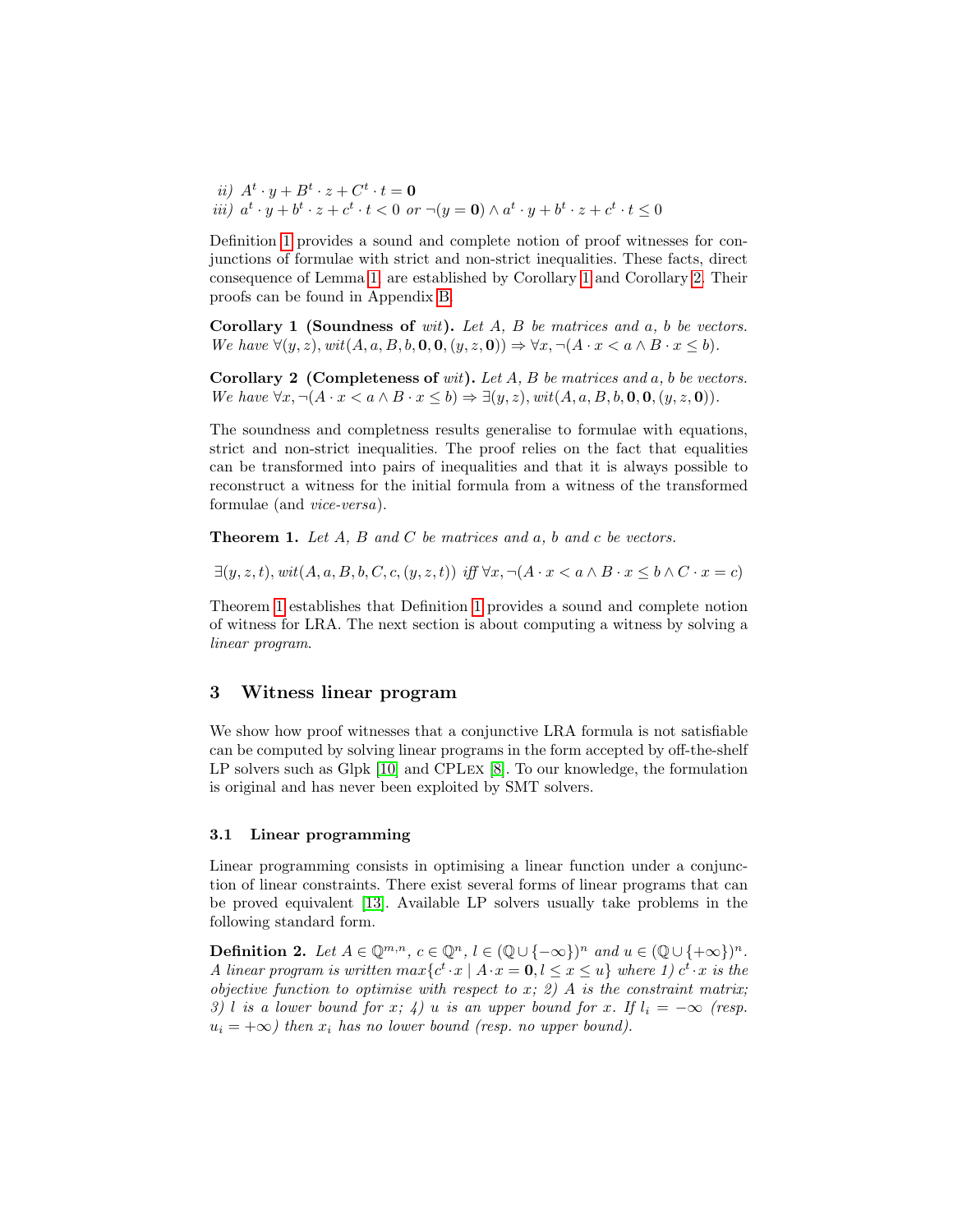*ii)* $A^t \cdot y + B^t \cdot z + C^t \cdot t = \mathbf{0}$
*iii)* $a^t \cdot y + b^t \cdot z + c^t \cdot t < 0$ *or* $\neg(y = \mathbf{0}) \wedge a^t \cdot y + b^t \cdot z + c^t \cdot t \leq 0$

Definition 1 provides a sound and complete notion of proof witnesses for conjunctions of formulae with strict and non-strict inequalities. These facts, direct consequence of Lemma 1, are established by Corollary 1 and Corollary 2. Their proofs can be found in Appendix B.

**Corollary 1 (Soundness of** *wit***).** *Let $A$, $B$ be matrices and $a$, $b$ be vectors. We have $\forall (y, z), wit(A, a, B, b, \mathbf{0}, \mathbf{0}, (y, z, \mathbf{0})) \Rightarrow \forall x, \neg(A \cdot x < a \wedge B \cdot x \leq b)$.*

**Corollary 2 (Completeness of** *wit***).** *Let $A$, $B$ be matrices and $a$, $b$ be vectors. We have $\forall x, \neg(A \cdot x < a \wedge B \cdot x \leq b) \Rightarrow \exists (y, z), wit(A, a, B, b, \mathbf{0}, \mathbf{0}, (y, z, \mathbf{0}))$.*

The soundness and completness results generalise to formulae with equations, strict and non-strict inequalities. The proof relies on the fact that equalities can be transformed into pairs of inequalities and that it is always possible to reconstruct a witness for the initial formula from a witness of the transformed formulae (and *vice-versa*).

**Theorem 1.** *Let $A$, $B$ and $C$ be matrices and $a$, $b$ and $c$ be vectors.*

$$\exists (y, z, t), wit(A, a, B, b, C, c, (y, z, t)) \text{ iff } \forall x, \neg(A \cdot x < a \wedge B \cdot x \leq b \wedge C \cdot x = c)$$

Theorem 1 establishes that Definition 1 provides a sound and complete notion of witness for LRA. The next section is about computing a witness by solving a *linear program*.

## 3 Witness linear program

We show how proof witnesses that a conjunctive LRA formula is not satisfiable can be computed by solving linear programs in the form accepted by off-the-shelf LP solvers such as Glpk [10] and CPLEX [8]. To our knowledge, the formulation is original and has never been exploited by SMT solvers.

### 3.1 Linear programming

Linear programming consists in optimising a linear function under a conjunction of linear constraints. There exist several forms of linear programs that can be proved equivalent [13]. Available LP solvers usually take problems in the following standard form.

**Definition 2.** *Let $A \in \mathbb{Q}^{m,n}$, $c \in \mathbb{Q}^n$, $l \in (\mathbb{Q} \cup \{-\infty\})^n$ and $u \in (\mathbb{Q} \cup \{+\infty\})^n$. A linear program is written $max\{c^t \cdot x \mid A \cdot x = \mathbf{0}, l \leq x \leq u\}$ where 1) $c^t \cdot x$ is the objective function to optimise with respect to $x$; 2) $A$ is the constraint matrix; 3) $l$ is a lower bound for $x$; 4) $u$ is an upper bound for $x$. If $l_i = -\infty$ (resp. $u_i = +\infty$) then $x_i$ has no lower bound (resp. no upper bound).*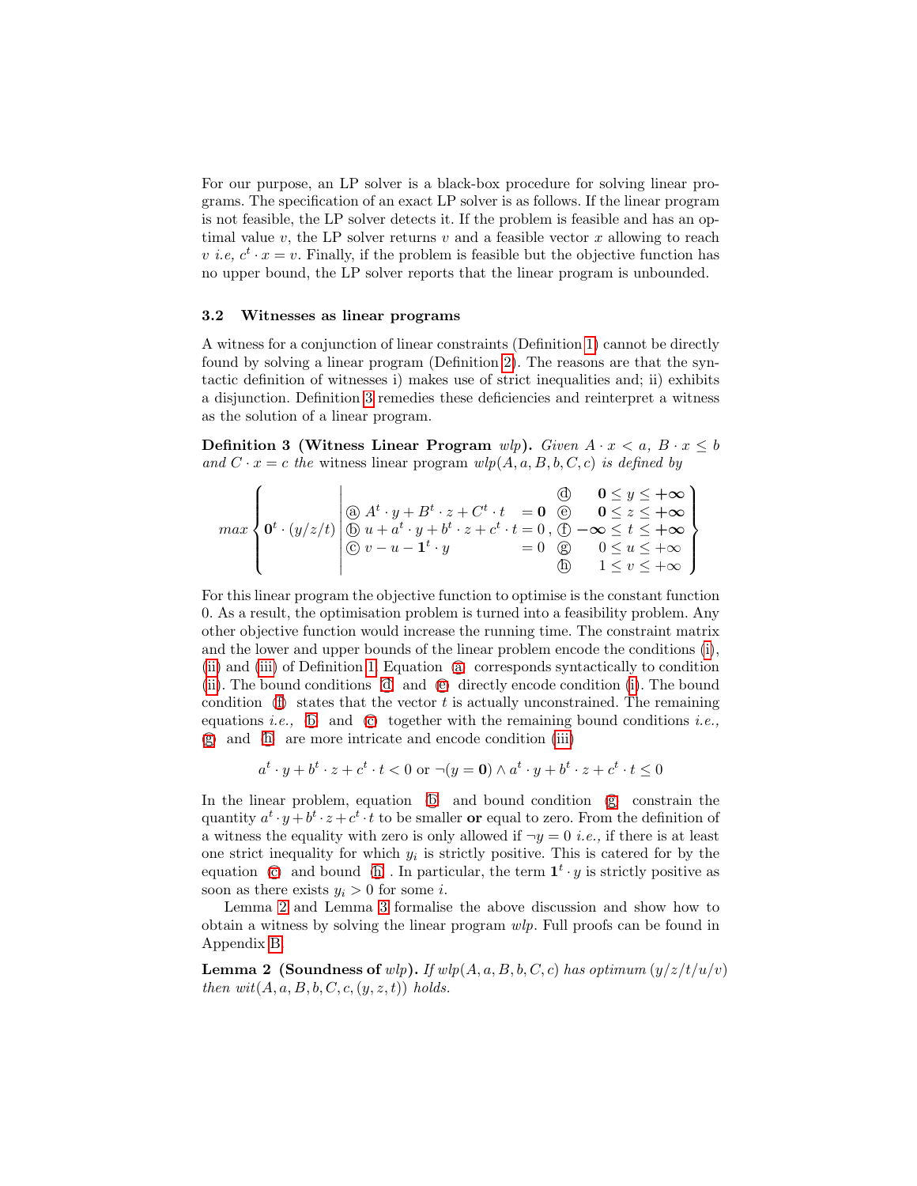For our purpose, an LP solver is a black-box procedure for solving linear programs. The specification of an exact LP solver is as follows. If the linear program is not feasible, the LP solver detects it. If the problem is feasible and has an optimal value $v$, the LP solver returns $v$ and a feasible vector $x$ allowing to reach $v$ *i.e,* $c^t \cdot x = v$. Finally, if the problem is feasible but the objective function has no upper bound, the LP solver reports that the linear program is unbounded.

### 3.2 Witnesses as linear programs

A witness for a conjunction of linear constraints (Definition 1) cannot be directly found by solving a linear program (Definition 2). The reasons are that the syntactic definition of witnesses i) makes use of strict inequalities and; ii) exhibits a disjunction. Definition 3 remedies these deficiencies and reinterpret a witness as the solution of a linear program.

**Definition 3 (Witness Linear Program *wlp*).** *Given $A \cdot x < a$, $B \cdot x \le b$ and $C \cdot x = c$ the* witness linear program *$wlp(A, a, B, b, C, c)$ is defined by*

$$
max \left\{ \mathbf{0}^t \cdot (y/z/t) \;\middle|\; \begin{array}{ll} \text{ⓐ } A^t \cdot y + B^t \cdot z + C^t \cdot t &= \mathbf{0} \\ \text{ⓑ } u + a^t \cdot y + b^t \cdot z + c^t \cdot t &= 0 \\ \text{ⓒ } v - u - \mathbf{1}^t \cdot y &= 0 \end{array} , \begin{array}{lr} \text{ⓓ} & \mathbf{0} \le y \le +\infty \\ \text{ⓔ} & \mathbf{0} \le z \le +\infty \\ \text{ⓕ} & -\infty \le t \le +\infty \\ \text{ⓖ} & 0 \le u \le +\infty \\ \text{ⓗ} & 1 \le v \le +\infty \end{array} \right\}
$$

For this linear program the objective function to optimise is the constant function 0. As a result, the optimisation problem is turned into a feasibility problem. Any other objective function would increase the running time. The constraint matrix and the lower and upper bounds of the linear problem encode the conditions (i), (ii) and (iii) of Definition 1. Equation ⓐ corresponds syntactically to condition (ii). The bound conditions ⓓ and ⓔ directly encode condition (i). The bound condition ⓕ states that the vector $t$ is actually unconstrained. The remaining equations *i.e.,* ⓑ and ⓒ together with the remaining bound conditions *i.e.,* ⓖ and ⓗ are more intricate and encode condition (iii)

$$
a^t \cdot y + b^t \cdot z + c^t \cdot t < 0 \text{ or } \neg(y = \mathbf{0}) \wedge a^t \cdot y + b^t \cdot z + c^t \cdot t \le 0
$$

In the linear problem, equation ⓑ and bound condition ⓖ constrain the quantity $a^t \cdot y + b^t \cdot z + c^t \cdot t$ to be smaller **or** equal to zero. From the definition of a witness the equality with zero is only allowed if $\neg y = 0$ *i.e.,* if there is at least one strict inequality for which $y_i$ is strictly positive. This is catered for by the equation ⓒ and bound ⓗ. In particular, the term $\mathbf{1}^t \cdot y$ is strictly positive as soon as there exists $y_i > 0$ for some $i$.

Lemma 2 and Lemma 3 formalise the above discussion and show how to obtain a witness by solving the linear program *wlp*. Full proofs can be found in Appendix B.

**Lemma 2 (Soundness of *wlp*).** *If $wlp(A, a, B, b, C, c)$ has optimum $(y/z/t/u/v)$ then $wit(A, a, B, b, C, c, (y, z, t))$ holds.*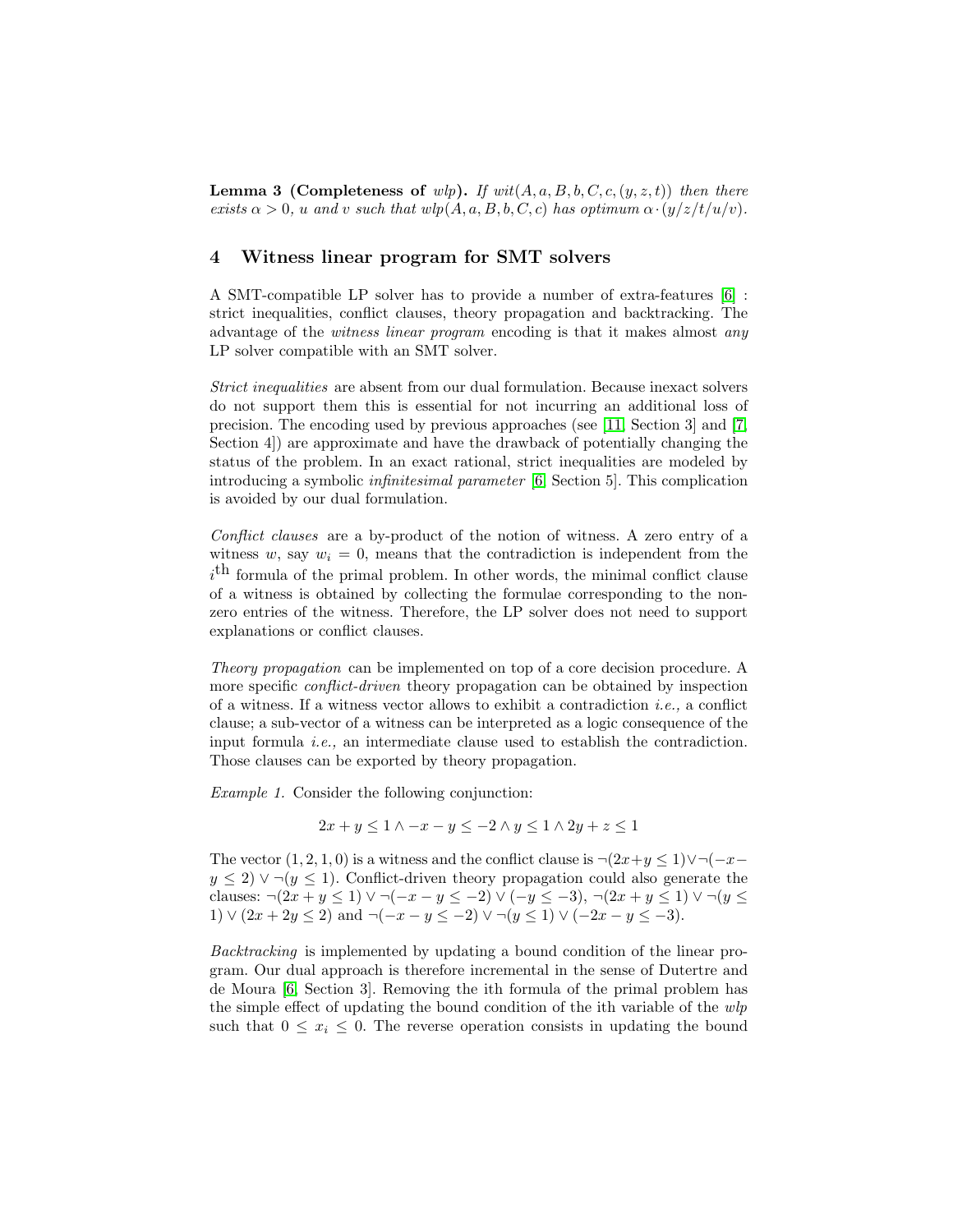**Lemma 3 (Completeness of *wlp*).** *If $wit(A, a, B, b, C, c, (y, z, t))$ then there exists $\alpha > 0$, $u$ and $v$ such that $wlp(A, a, B, b, C, c)$ has optimum $\alpha \cdot (y/z/t/u/v)$.*

## 4 Witness linear program for SMT solvers

A SMT-compatible LP solver has to provide a number of extra-features [6] : strict inequalities, conflict clauses, theory propagation and backtracking. The advantage of the *witness linear program* encoding is that it makes almost *any* LP solver compatible with an SMT solver.

*Strict inequalities* are absent from our dual formulation. Because inexact solvers do not support them this is essential for not incurring an additional loss of precision. The encoding used by previous approaches (see [11, Section 3] and [7, Section 4]) are approximate and have the drawback of potentially changing the status of the problem. In an exact rational, strict inequalities are modeled by introducing a symbolic *infinitesimal parameter* [6, Section 5]. This complication is avoided by our dual formulation.

*Conflict clauses* are a by-product of the notion of witness. A zero entry of a witness $w$, say $w_i = 0$, means that the contradiction is independent from the $i^{\text{th}}$ formula of the primal problem. In other words, the minimal conflict clause of a witness is obtained by collecting the formulae corresponding to the non-zero entries of the witness. Therefore, the LP solver does not need to support explanations or conflict clauses.

*Theory propagation* can be implemented on top of a core decision procedure. A more specific *conflict-driven* theory propagation can be obtained by inspection of a witness. If a witness vector allows to exhibit a contradiction *i.e.,* a conflict clause; a sub-vector of a witness can be interpreted as a logic consequence of the input formula *i.e.,* an intermediate clause used to establish the contradiction. Those clauses can be exported by theory propagation.

*Example 1.* Consider the following conjunction:

$$2x + y \leq 1 \wedge -x - y \leq -2 \wedge y \leq 1 \wedge 2y + z \leq 1$$

The vector $(1, 2, 1, 0)$ is a witness and the conflict clause is $\neg(2x+y \leq 1) \vee \neg(-x-y \leq 2) \vee \neg(y \leq 1)$. Conflict-driven theory propagation could also generate the clauses: $\neg(2x + y \leq 1) \vee \neg(-x - y \leq -2) \vee (-y \leq -3)$, $\neg(2x + y \leq 1) \vee \neg(y \leq 1) \vee (2x + 2y \leq 2)$ and $\neg(-x - y \leq -2) \vee \neg(y \leq 1) \vee (-2x - y \leq -3)$.

*Backtracking* is implemented by updating a bound condition of the linear program. Our dual approach is therefore incremental in the sense of Dutertre and de Moura [6, Section 3]. Removing the ith formula of the primal problem has the simple effect of updating the bound condition of the ith variable of the *wlp* such that $0 \leq x_i \leq 0$. The reverse operation consists in updating the bound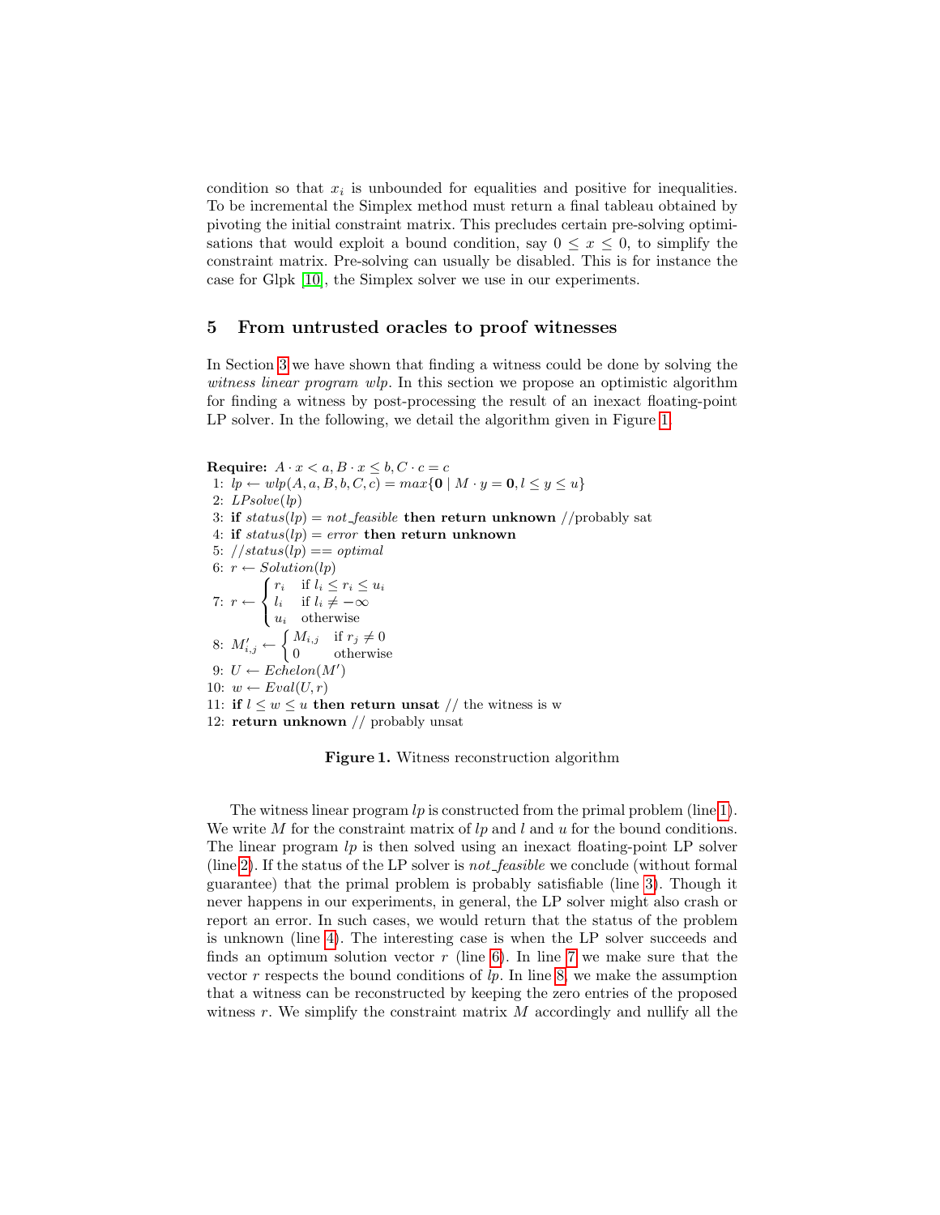condition so that $x_i$ is unbounded for equalities and positive for inequalities. To be incremental the Simplex method must return a final tableau obtained by pivoting the initial constraint matrix. This precludes certain pre-solving optimisations that would exploit a bound condition, say $0 \leq x \leq 0$, to simplify the constraint matrix. Pre-solving can usually be disabled. This is for instance the case for Glpk [10], the Simplex solver we use in our experiments.

## 5 From untrusted oracles to proof witnesses

In Section 3 we have shown that finding a witness could be done by solving the *witness linear program wlp*. In this section we propose an optimistic algorithm for finding a witness by post-processing the result of an inexact floating-point LP solver. In the following, we detail the algorithm given in Figure 1.

**Require:** $A \cdot x < a, B \cdot x \leq b, C \cdot c = c$

1: $lp \leftarrow wlp(A, a, B, b, C, c) = max\{\mathbf{0} \mid M \cdot y = \mathbf{0}, l \leq y \leq u\}$
2: $LPsolve(lp)$
3: **if** $status(lp) = not\_feasible$ **then return unknown** //probably sat
4: **if** $status(lp) = error$ **then return unknown**
5: $//status(lp) == optimal$
6: $r \leftarrow Solution(lp)$
7: $r \leftarrow \begin{cases} r_i & \text{if } l_i \leq r_i \leq u_i \\ l_i & \text{if } l_i \neq -\infty \\ u_i & \text{otherwise} \end{cases}$
8: $M'_{i,j} \leftarrow \begin{cases} M_{i,j} & \text{if } r_j \neq 0 \\ 0 & \text{otherwise} \end{cases}$
9: $U \leftarrow Echelon(M')$
10: $w \leftarrow Eval(U, r)$
11: **if** $l \leq w \leq u$ **then return unsat** // the witness is w
12: **return unknown** // probably unsat

**Figure 1.** Witness reconstruction algorithm

The witness linear program $lp$ is constructed from the primal problem (line 1). We write $M$ for the constraint matrix of $lp$ and $l$ and $u$ for the bound conditions. The linear program $lp$ is then solved using an inexact floating-point LP solver (line 2). If the status of the LP solver is *not_feasible* we conclude (without formal guarantee) that the primal problem is probably satisfiable (line 3). Though it never happens in our experiments, in general, the LP solver might also crash or report an error. In such cases, we would return that the status of the problem is unknown (line 4). The interesting case is when the LP solver succeeds and finds an optimum solution vector $r$ (line 6). In line 7 we make sure that the vector $r$ respects the bound conditions of $lp$. In line 8, we make the assumption that a witness can be reconstructed by keeping the zero entries of the proposed witness $r$. We simplify the constraint matrix $M$ accordingly and nullify all the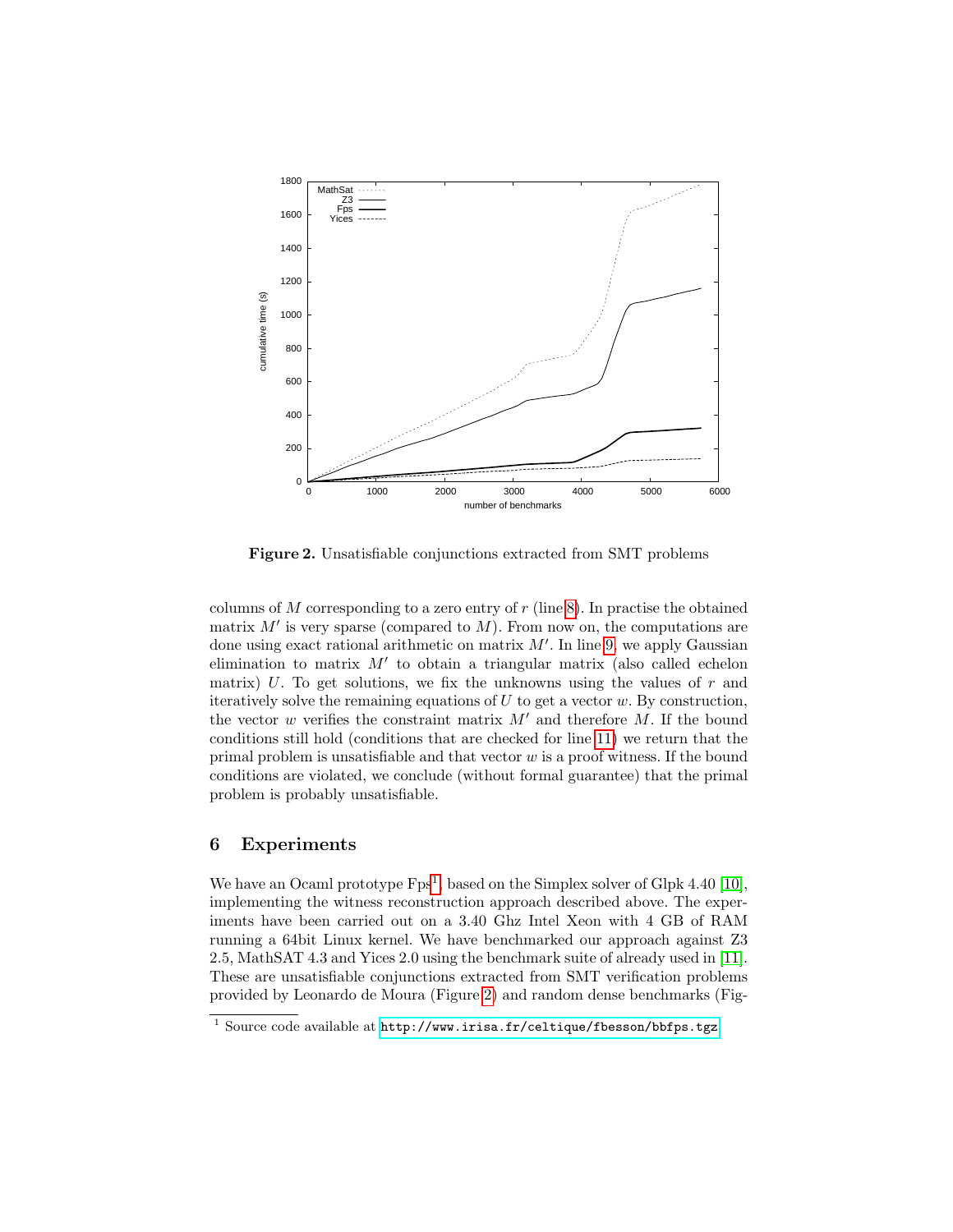**Figure 2.** Unsatisfiable conjunctions extracted from SMT problems

columns of $M$ corresponding to a zero entry of $r$ (line 8). In practise the obtained matrix $M'$ is very sparse (compared to $M$). From now on, the computations are done using exact rational arithmetic on matrix $M'$. In line 9, we apply Gaussian elimination to matrix $M'$ to obtain a triangular matrix (also called echelon matrix) $U$. To get solutions, we fix the unknowns using the values of $r$ and iteratively solve the remaining equations of $U$ to get a vector $w$. By construction, the vector $w$ verifies the constraint matrix $M'$ and therefore $M$. If the bound conditions still hold (conditions that are checked for line 11) we return that the primal problem is unsatisfiable and that vector $w$ is a proof witness. If the bound conditions are violated, we conclude (without formal guarantee) that the primal problem is probably unsatisfiable.

## 6 Experiments

We have an Ocaml prototype Fps[1], based on the Simplex solver of Glpk 4.40 [10], implementing the witness reconstruction approach described above. The experiments have been carried out on a 3.40 Ghz Intel Xeon with 4 GB of RAM running a 64bit Linux kernel. We have benchmarked our approach against Z3 2.5, MathSAT 4.3 and Yices 2.0 using the benchmark suite of already used in [11]. These are unsatisfiable conjunctions extracted from SMT verification problems provided by Leonardo de Moura (Figure 2) and random dense benchmarks (Fig-

[1] Source code available at `http://www.irisa.fr/celtique/fbesson/bbfps.tgz`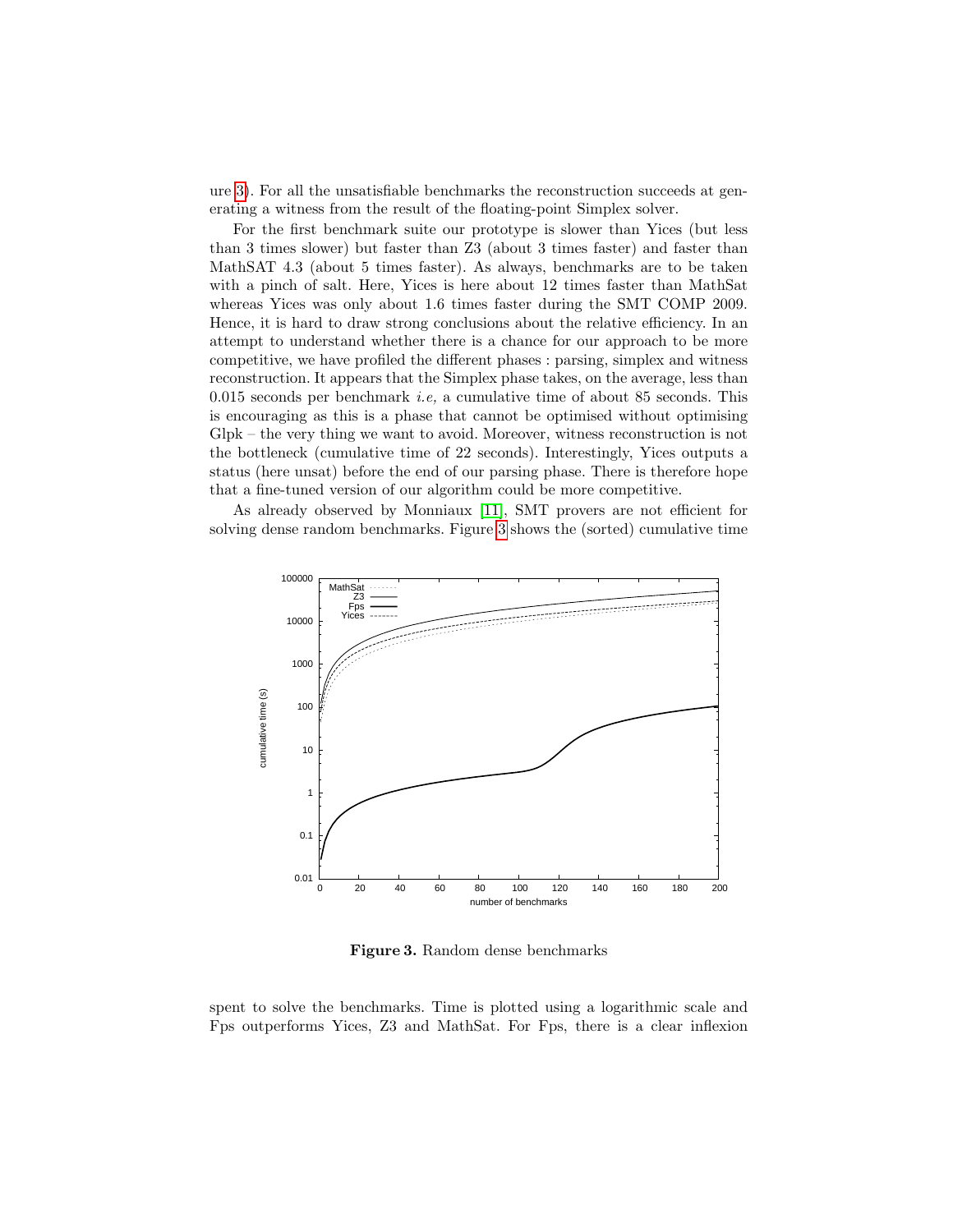ure 3). For all the unsatisfiable benchmarks the reconstruction succeeds at generating a witness from the result of the floating-point Simplex solver.

For the first benchmark suite our prototype is slower than Yices (but less than 3 times slower) but faster than Z3 (about 3 times faster) and faster than MathSAT 4.3 (about 5 times faster). As always, benchmarks are to be taken with a pinch of salt. Here, Yices is here about 12 times faster than MathSat whereas Yices was only about 1.6 times faster during the SMT COMP 2009. Hence, it is hard to draw strong conclusions about the relative efficiency. In an attempt to understand whether there is a chance for our approach to be more competitive, we have profiled the different phases : parsing, simplex and witness reconstruction. It appears that the Simplex phase takes, on the average, less than 0.015 seconds per benchmark *i.e,* a cumulative time of about 85 seconds. This is encouraging as this is a phase that cannot be optimised without optimising Glpk – the very thing we want to avoid. Moreover, witness reconstruction is not the bottleneck (cumulative time of 22 seconds). Interestingly, Yices outputs a status (here unsat) before the end of our parsing phase. There is therefore hope that a fine-tuned version of our algorithm could be more competitive.

As already observed by Monniaux [11], SMT provers are not efficient for solving dense random benchmarks. Figure 3 shows the (sorted) cumulative time

**Figure 3.** Random dense benchmarks

spent to solve the benchmarks. Time is plotted using a logarithmic scale and Fps outperforms Yices, Z3 and MathSat. For Fps, there is a clear inflexion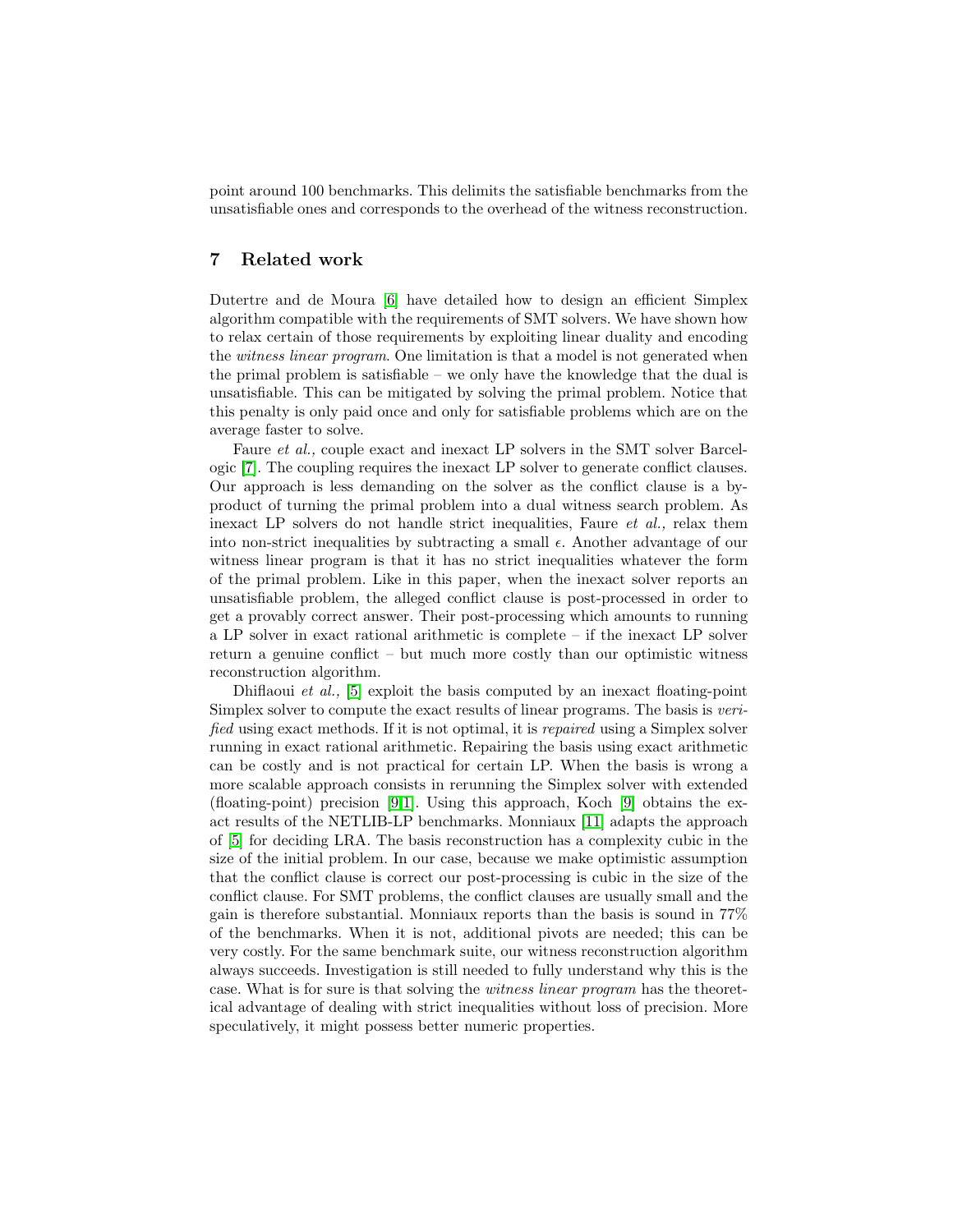point around 100 benchmarks. This delimits the satisfiable benchmarks from the unsatisfiable ones and corresponds to the overhead of the witness reconstruction.

## 7 Related work

Dutertre and de Moura [6] have detailed how to design an efficient Simplex algorithm compatible with the requirements of SMT solvers. We have shown how to relax certain of those requirements by exploiting linear duality and encoding the *witness linear program*. One limitation is that a model is not generated when the primal problem is satisfiable – we only have the knowledge that the dual is unsatisfiable. This can be mitigated by solving the primal problem. Notice that this penalty is only paid once and only for satisfiable problems which are on the average faster to solve.

Faure *et al.,* couple exact and inexact LP solvers in the SMT solver Barcelogic [7]. The coupling requires the inexact LP solver to generate conflict clauses. Our approach is less demanding on the solver as the conflict clause is a by-product of turning the primal problem into a dual witness search problem. As inexact LP solvers do not handle strict inequalities, Faure *et al.,* relax them into non-strict inequalities by subtracting a small $\epsilon$. Another advantage of our witness linear program is that it has no strict inequalities whatever the form of the primal problem. Like in this paper, when the inexact solver reports an unsatisfiable problem, the alleged conflict clause is post-processed in order to get a provably correct answer. Their post-processing which amounts to running a LP solver in exact rational arithmetic is complete – if the inexact LP solver return a genuine conflict – but much more costly than our optimistic witness reconstruction algorithm.

Dhiflaoui *et al.,* [5] exploit the basis computed by an inexact floating-point Simplex solver to compute the exact results of linear programs. The basis is *verified* using exact methods. If it is not optimal, it is *repaired* using a Simplex solver running in exact rational arithmetic. Repairing the basis using exact arithmetic can be costly and is not practical for certain LP. When the basis is wrong a more scalable approach consists in rerunning the Simplex solver with extended (floating-point) precision [9,1]. Using this approach, Koch [9] obtains the exact results of the NETLIB-LP benchmarks. Monniaux [11] adapts the approach of [5] for deciding LRA. The basis reconstruction has a complexity cubic in the size of the initial problem. In our case, because we make optimistic assumption that the conflict clause is correct our post-processing is cubic in the size of the conflict clause. For SMT problems, the conflict clauses are usually small and the gain is therefore substantial. Monniaux reports than the basis is sound in 77% of the benchmarks. When it is not, additional pivots are needed; this can be very costly. For the same benchmark suite, our witness reconstruction algorithm always succeeds. Investigation is still needed to fully understand why this is the case. What is for sure is that solving the *witness linear program* has the theoretical advantage of dealing with strict inequalities without loss of precision. More speculatively, it might possess better numeric properties.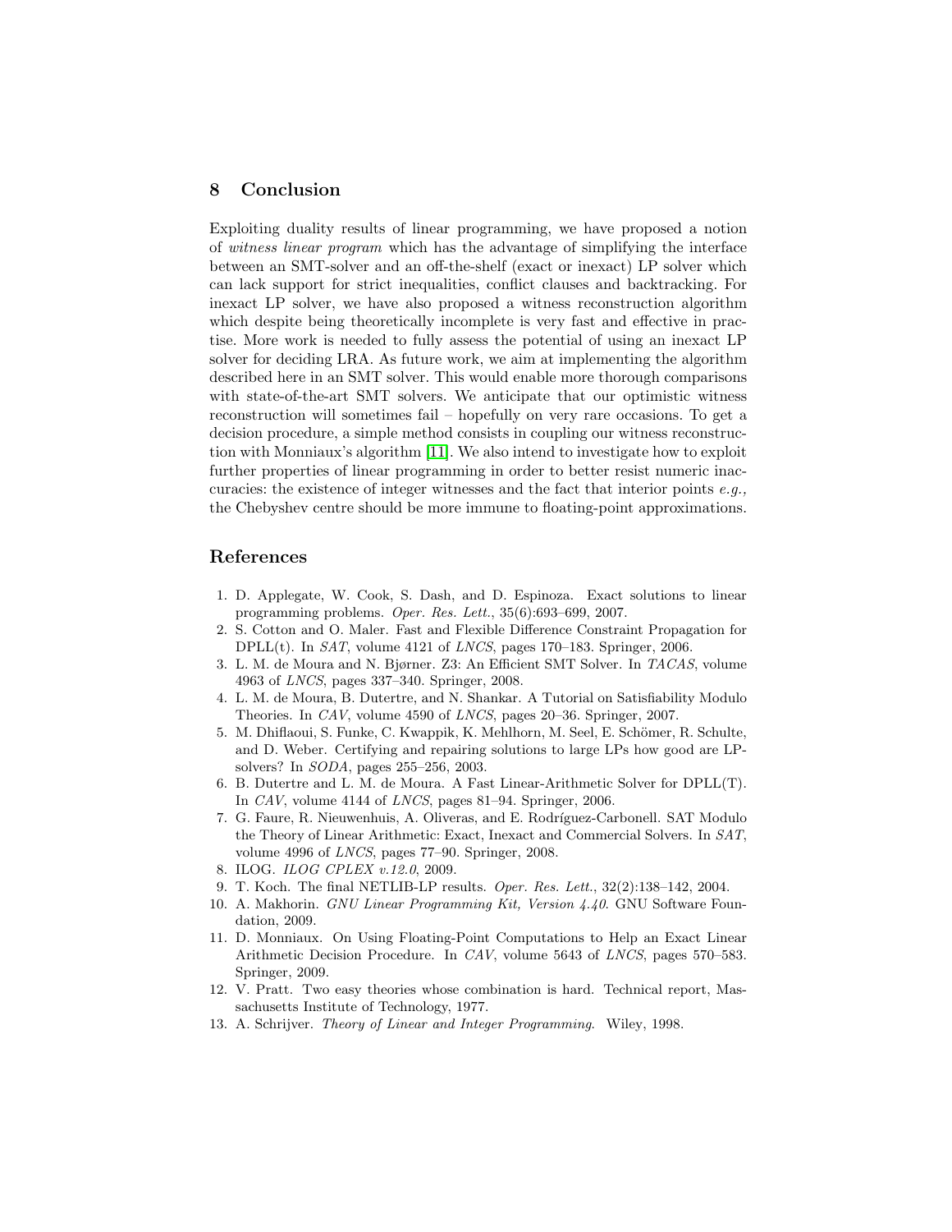## 8 Conclusion

Exploiting duality results of linear programming, we have proposed a notion of *witness linear program* which has the advantage of simplifying the interface between an SMT-solver and an off-the-shelf (exact or inexact) LP solver which can lack support for strict inequalities, conflict clauses and backtracking. For inexact LP solver, we have also proposed a witness reconstruction algorithm which despite being theoretically incomplete is very fast and effective in practise. More work is needed to fully assess the potential of using an inexact LP solver for deciding LRA. As future work, we aim at implementing the algorithm described here in an SMT solver. This would enable more thorough comparisons with state-of-the-art SMT solvers. We anticipate that our optimistic witness reconstruction will sometimes fail – hopefully on very rare occasions. To get a decision procedure, a simple method consists in coupling our witness reconstruction with Monniaux's algorithm [11]. We also intend to investigate how to exploit further properties of linear programming in order to better resist numeric inaccuracies: the existence of integer witnesses and the fact that interior points *e.g.*, the Chebyshev centre should be more immune to floating-point approximations.

## References

1. D. Applegate, W. Cook, S. Dash, and D. Espinoza. Exact solutions to linear programming problems. *Oper. Res. Lett.*, 35(6):693–699, 2007.
2. S. Cotton and O. Maler. Fast and Flexible Difference Constraint Propagation for DPLL(t). In *SAT*, volume 4121 of *LNCS*, pages 170–183. Springer, 2006.
3. L. M. de Moura and N. Bjørner. Z3: An Efficient SMT Solver. In *TACAS*, volume 4963 of *LNCS*, pages 337–340. Springer, 2008.
4. L. M. de Moura, B. Dutertre, and N. Shankar. A Tutorial on Satisfiability Modulo Theories. In *CAV*, volume 4590 of *LNCS*, pages 20–36. Springer, 2007.
5. M. Dhiflaoui, S. Funke, C. Kwappik, K. Mehlhorn, M. Seel, E. Schömer, R. Schulte, and D. Weber. Certifying and repairing solutions to large LPs how good are LP-solvers? In *SODA*, pages 255–256, 2003.
6. B. Dutertre and L. M. de Moura. A Fast Linear-Arithmetic Solver for DPLL(T). In *CAV*, volume 4144 of *LNCS*, pages 81–94. Springer, 2006.
7. G. Faure, R. Nieuwenhuis, A. Oliveras, and E. Rodríguez-Carbonell. SAT Modulo the Theory of Linear Arithmetic: Exact, Inexact and Commercial Solvers. In *SAT*, volume 4996 of *LNCS*, pages 77–90. Springer, 2008.
8. ILOG. *ILOG CPLEX v.12.0*, 2009.
9. T. Koch. The final NETLIB-LP results. *Oper. Res. Lett.*, 32(2):138–142, 2004.
10. A. Makhorin. *GNU Linear Programming Kit, Version 4.40*. GNU Software Foundation, 2009.
11. D. Monniaux. On Using Floating-Point Computations to Help an Exact Linear Arithmetic Decision Procedure. In *CAV*, volume 5643 of *LNCS*, pages 570–583. Springer, 2009.
12. V. Pratt. Two easy theories whose combination is hard. Technical report, Massachusetts Institute of Technology, 1977.
13. A. Schrijver. *Theory of Linear and Integer Programming*. Wiley, 1998.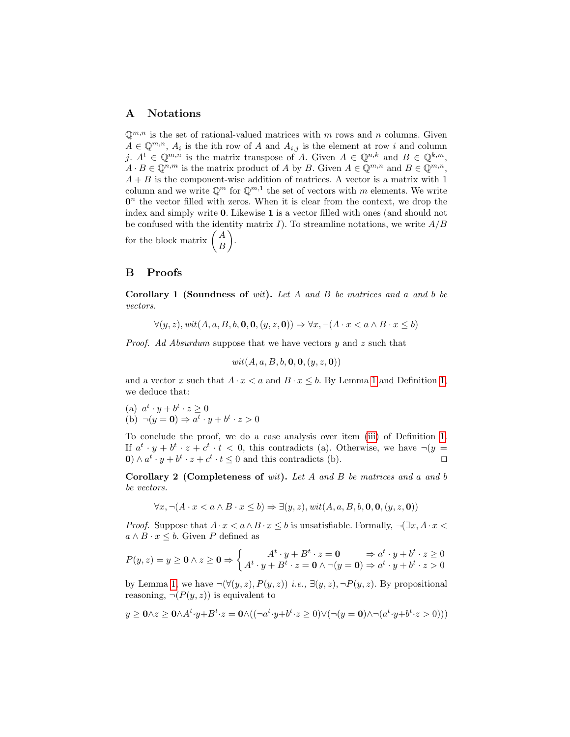## A Notations

$\mathbb{Q}^{m,n}$ is the set of rational-valued matrices with $m$ rows and $n$ columns. Given $A \in \mathbb{Q}^{m,n}$, $A_i$ is the ith row of $A$ and $A_{i,j}$ is the element at row $i$ and column $j$. $A^t \in \mathbb{Q}^{m,n}$ is the matrix transpose of $A$. Given $A \in \mathbb{Q}^{n,k}$ and $B \in \mathbb{Q}^{k,m}$, $A \cdot B \in \mathbb{Q}^{n,m}$ is the matrix product of $A$ by $B$. Given $A \in \mathbb{Q}^{m,n}$ and $B \in \mathbb{Q}^{m,n}$, $A + B$ is the component-wise addition of matrices. A vector is a matrix with 1 column and we write $\mathbb{Q}^m$ for $\mathbb{Q}^{m,1}$ the set of vectors with $m$ elements. We write $\mathbf{0}^n$ the vector filled with zeros. When it is clear from the context, we drop the index and simply write $\mathbf{0}$. Likewise $\mathbf{1}$ is a vector filled with ones (and should not be confused with the identity matrix $I$). To streamline notations, we write $A/B$ for the block matrix $\begin{pmatrix} A \\ B \end{pmatrix}$.

## B Proofs

**Corollary 1 (Soundness of** ***wit*****).** *Let $A$ and $B$ be matrices and $a$ and $b$ be vectors.*

$$\forall (y, z), wit(A, a, B, b, \mathbf{0}, \mathbf{0}, (y, z, \mathbf{0})) \Rightarrow \forall x, \neg (A \cdot x < a \wedge B \cdot x \leq b)$$

*Proof.* *Ad Absurdum* suppose that we have vectors $y$ and $z$ such that

$$wit(A, a, B, b, \mathbf{0}, \mathbf{0}, (y, z, \mathbf{0}))$$

and a vector $x$ such that $A \cdot x < a$ and $B \cdot x \leq b$. By Lemma 1 and Definition 1, we deduce that:

(a) $a^t \cdot y + b^t \cdot z \geq 0$
(b) $\neg(y = \mathbf{0}) \Rightarrow a^t \cdot y + b^t \cdot z > 0$

To conclude the proof, we do a case analysis over item (iii) of Definition 1. If $a^t \cdot y + b^t \cdot z + c^t \cdot t < 0$, this contradicts (a). Otherwise, we have $\neg(y = \mathbf{0}) \wedge a^t \cdot y + b^t \cdot z + c^t \cdot t \leq 0$ and this contradicts (b). $\square$

**Corollary 2 (Completeness of** ***wit*****).** *Let $A$ and $B$ be matrices and $a$ and $b$ be vectors.*

$$\forall x, \neg(A \cdot x < a \wedge B \cdot x \leq b) \Rightarrow \exists (y, z), wit(A, a, B, b, \mathbf{0}, \mathbf{0}, (y, z, \mathbf{0}))$$

*Proof.* Suppose that $A \cdot x < a \wedge B \cdot x \leq b$ is unsatisfiable. Formally, $\neg(\exists x, A \cdot x < a \wedge B \cdot x \leq b$. Given $P$ defined as

$$P(y, z) = y \geq \mathbf{0} \wedge z \geq \mathbf{0} \Rightarrow \begin{cases} A^t \cdot y + B^t \cdot z = \mathbf{0} & \Rightarrow a^t \cdot y + b^t \cdot z \geq 0 \\ A^t \cdot y + B^t \cdot z = \mathbf{0} \wedge \neg(y = \mathbf{0}) & \Rightarrow a^t \cdot y + b^t \cdot z > 0 \end{cases}$$

by Lemma 1, we have $\neg(\forall (y, z), P(y, z))$ *i.e.,* $\exists (y, z), \neg P(y, z)$. By propositional reasoning, $\neg(P(y, z))$ is equivalent to

$$y \geq \mathbf{0} \wedge z \geq \mathbf{0} \wedge A^t \cdot y + B^t \cdot z = \mathbf{0} \wedge ((\neg a^t \cdot y + b^t \cdot z \geq 0) \vee (\neg(y = \mathbf{0}) \wedge \neg(a^t \cdot y + b^t \cdot z > 0)))$$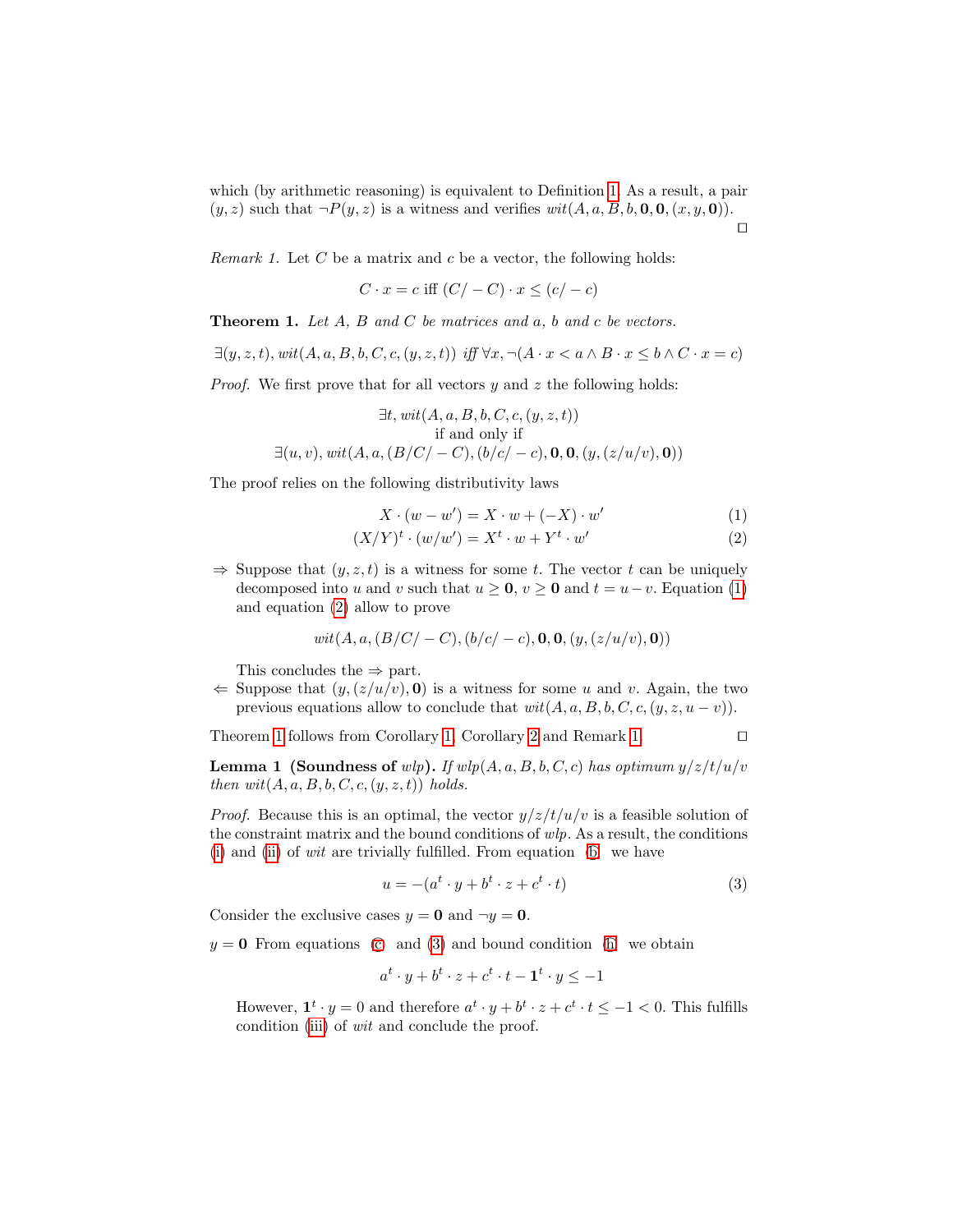which (by arithmetic reasoning) is equivalent to Definition 1. As a result, a pair $(y, z)$ such that $\neg P(y, z)$ is a witness and verifies $wit(A, a, B, b, \mathbf{0}, \mathbf{0}, (x, y, \mathbf{0}))$. ◻

*Remark 1.* Let $C$ be a matrix and $c$ be a vector, the following holds:

$$C \cdot x = c \text{ iff } (C/-C) \cdot x \leq (c/-c)$$

**Theorem 1.** *Let $A$, $B$ and $C$ be matrices and $a$, $b$ and $c$ be vectors.*

$$\exists (y, z, t), wit(A, a, B, b, C, c, (y, z, t)) \textit{ iff } \forall x, \neg (A \cdot x < a \wedge B \cdot x \leq b \wedge C \cdot x = c)$$

*Proof.* We first prove that for all vectors $y$ and $z$ the following holds:

$$\begin{gathered} \exists t, wit(A, a, B, b, C, c, (y, z, t)) \\ \text{if and only if} \\ \exists (u, v), wit(A, a, (B/C/-C), (b/c/-c), \mathbf{0}, \mathbf{0}, (y, (z/u/v), \mathbf{0})) \end{gathered}$$

The proof relies on the following distributivity laws

$$X \cdot (w - w') = X \cdot w + (-X) \cdot w' \tag{1}$$

$$(X/Y)^t \cdot (w/w') = X^t \cdot w + Y^t \cdot w' \tag{2}$$

- $\Rightarrow$ Suppose that $(y, z, t)$ is a witness for some $t$. The vector $t$ can be uniquely decomposed into $u$ and $v$ such that $u \geq \mathbf{0}$, $v \geq \mathbf{0}$ and $t = u - v$. Equation (1) and equation (2) allow to prove

  $$wit(A, a, (B/C/-C), (b/c/-c), \mathbf{0}, \mathbf{0}, (y, (z/u/v), \mathbf{0}))$$

  This concludes the $\Rightarrow$ part.
- $\Leftarrow$ Suppose that $(y, (z/u/v), \mathbf{0})$ is a witness for some $u$ and $v$. Again, the two previous equations allow to conclude that $wit(A, a, B, b, C, c, (y, z, u - v))$.

Theorem 1 follows from Corollary 1, Corollary 2 and Remark 1. ◻

**Lemma 1 (Soundness of *wlp*).** *If $wlp(A, a, B, b, C, c)$ has optimum $y/z/t/u/v$ then $wit(A, a, B, b, C, c, (y, z, t))$ holds.*

*Proof.* Because this is an optimal, the vector $y/z/t/u/v$ is a feasible solution of the constraint matrix and the bound conditions of *wlp*. As a result, the conditions (i) and (ii) of *wit* are trivially fulfilled. From equation (b) we have

$$u = -(a^t \cdot y + b^t \cdot z + c^t \cdot t) \tag{3}$$

Consider the exclusive cases $y = \mathbf{0}$ and $\neg y = \mathbf{0}$.

$y = \mathbf{0}$ From equations (c) and (3) and bound condition (h) we obtain

$$a^t \cdot y + b^t \cdot z + c^t \cdot t - \mathbf{1}^t \cdot y \leq -1$$

However, $\mathbf{1}^t \cdot y = 0$ and therefore $a^t \cdot y + b^t \cdot z + c^t \cdot t \leq -1 < 0$. This fulfills condition (iii) of *wit* and conclude the proof.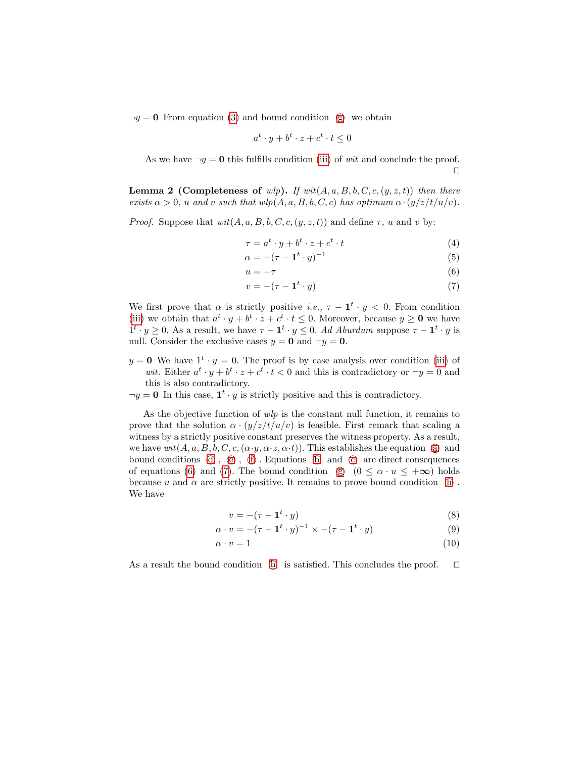$\neg y = \mathbf{0}$ From equation (3) and bound condition (g) we obtain

$$a^t \cdot y + b^t \cdot z + c^t \cdot t \leq 0$$

As we have $\neg y = \mathbf{0}$ this fulfills condition (iii) of *wit* and conclude the proof. ◻

**Lemma 2 (Completeness of *wlp*).** *If $wit(A, a, B, b, C, c, (y, z, t))$ then there exists $\alpha > 0$, $u$ and $v$ such that $wlp(A, a, B, b, C, c)$ has optimum $\alpha \cdot (y/z/t/u/v)$.*

*Proof.* Suppose that $wit(A, a, B, b, C, c, (y, z, t))$ and define $\tau$, $u$ and $v$ by:

$$\tau = a^t \cdot y + b^t \cdot z + c^t \cdot t \tag{4}$$

$$\alpha = -(\tau - \mathbf{1}^t \cdot y)^{-1} \tag{5}$$

$$u = -\tau \tag{6}$$

$$v = -(\tau - \mathbf{1}^t \cdot y) \tag{7}$$

We first prove that $\alpha$ is strictly positive *i.e.,* $\tau - \mathbf{1}^t \cdot y < 0$. From condition (iii) we obtain that $a^t \cdot y + b^t \cdot z + c^t \cdot t \leq 0$. Moreover, because $y \geq \mathbf{0}$ we have $1^t \cdot y \geq 0$. As a result, we have $\tau - \mathbf{1}^t \cdot y \leq 0$. *Ad Aburdum* suppose $\tau - \mathbf{1}^t \cdot y$ is null. Consider the exclusive cases $y = \mathbf{0}$ and $\neg y = \mathbf{0}$.

- $y = \mathbf{0}$ We have $1^t \cdot y = 0$. The proof is by case analysis over condition (iii) of *wit*. Either $a^t \cdot y + b^t \cdot z + c^t \cdot t < 0$ and this is contradictory or $\neg y = 0$ and this is also contradictory.
- $\neg y = \mathbf{0}$ In this case, $\mathbf{1}^t \cdot y$ is strictly positive and this is contradictory.

As the objective function of *wlp* is the constant null function, it remains to prove that the solution $\alpha \cdot (y/z/t/u/v)$ is feasible. First remark that scaling a witness by a strictly positive constant preserves the witness property. As a result, we have $wit(A, a, B, b, C, c, (\alpha \cdot y, \alpha \cdot z, \alpha \cdot t))$. This establishes the equation (a) and bound conditions (d), (e), (f). Equations (b) and (c) are direct consequences of equations (6) and (7). The bound condition (g) $(0 \leq \alpha \cdot u \leq +\infty)$ holds because $u$ and $\alpha$ are strictly positive. It remains to prove bound condition (h). We have

$$v = -(\tau - \mathbf{1}^t \cdot y) \tag{8}$$

$$\alpha \cdot v = -(\tau - \mathbf{1}^t \cdot y)^{-1} \times -(\tau - \mathbf{1}^t \cdot y) \tag{9}$$

$$\alpha \cdot v = 1 \tag{10}$$

As a result the bound condition (h) is satisfied. This concludes the proof. ◻